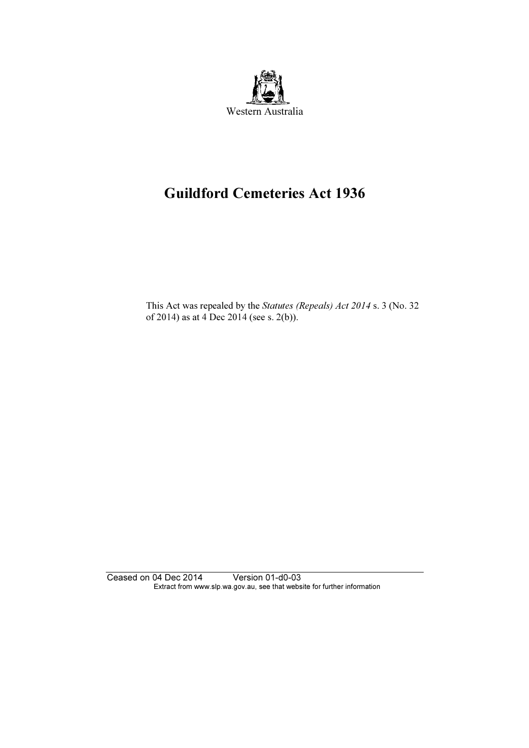Western Australia

# Guildford Cemeteries Act 1936

This Act was repealed by the *Statutes (Repeals) Act 2014* s. 3 (No. 32 of 2014) as at 4 Dec 2014 (see s. 2(b)).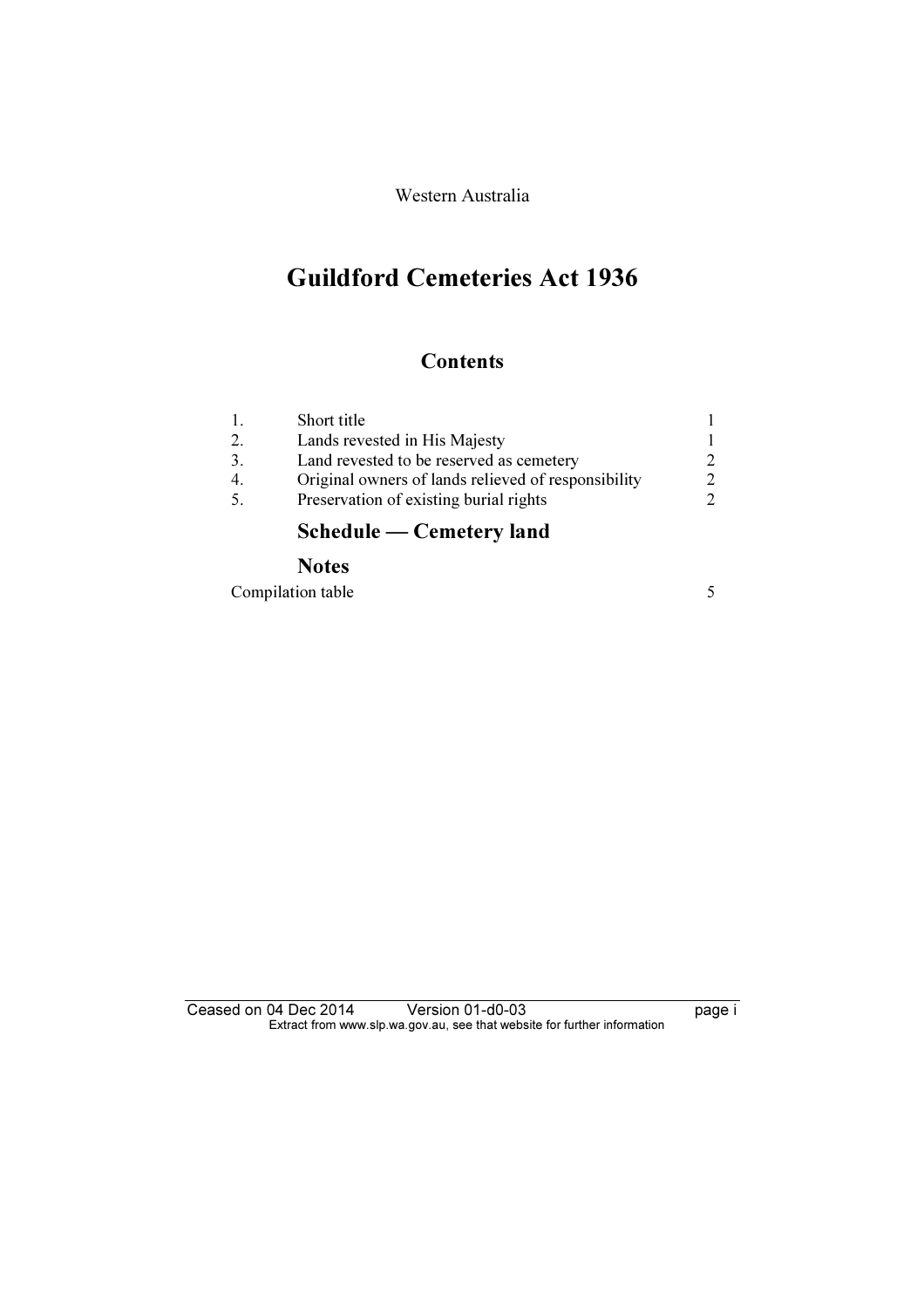Western Australia

# Guildford Cemeteries Act 1936

## Contents

| | | |
|---|---|---|
| 1. | Short title | 1 |
| 2. | Lands revested in His Majesty | 1 |
| 3. | Land revested to be reserved as cemetery | 2 |
| 4. | Original owners of lands relieved of responsibility | 2 |
| 5. | Preservation of existing burial rights | 2 |

### Schedule — Cemetery land

### Notes

| | |
|---|---|
| Compilation table | 5 |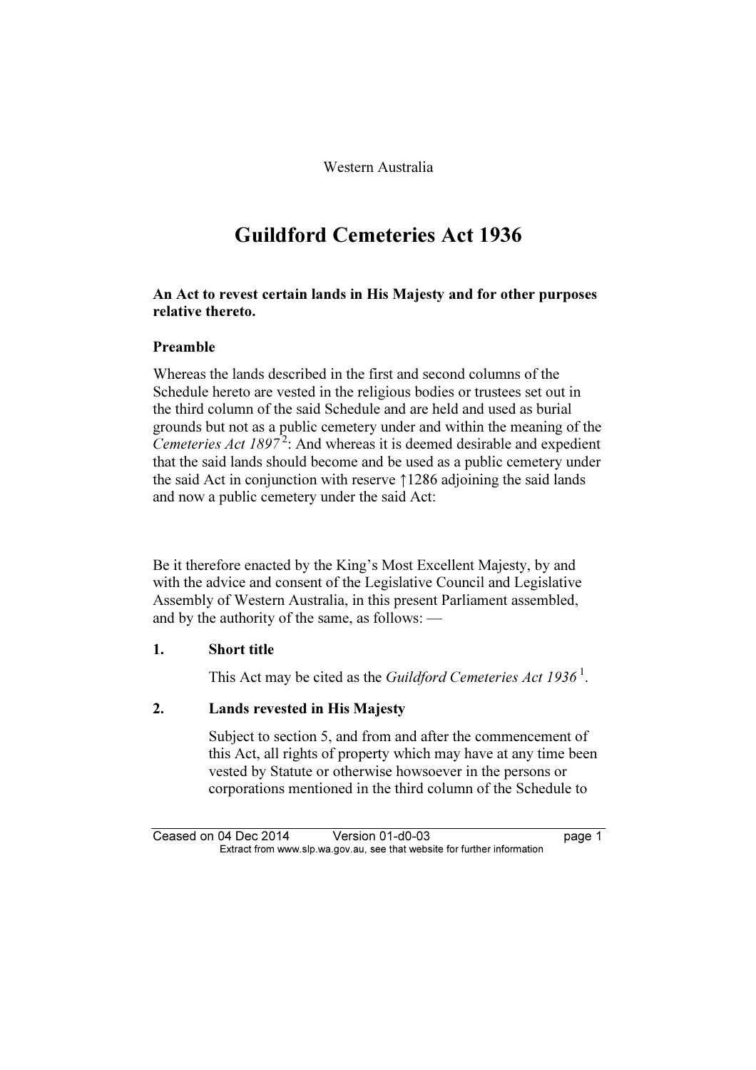Western Australia

# Guildford Cemeteries Act 1936

**An Act to revest certain lands in His Majesty and for other purposes relative thereto.**

### Preamble

Whereas the lands described in the first and second columns of the Schedule hereto are vested in the religious bodies or trustees set out in the third column of the said Schedule and are held and used as burial grounds but not as a public cemetery under and within the meaning of the *Cemeteries Act 1897* [2]: And whereas it is deemed desirable and expedient that the said lands should become and be used as a public cemetery under the said Act in conjunction with reserve ↑1286 adjoining the said lands and now a public cemetery under the said Act:

Be it therefore enacted by the King's Most Excellent Majesty, by and with the advice and consent of the Legislative Council and Legislative Assembly of Western Australia, in this present Parliament assembled, and by the authority of the same, as follows: —

### 1. Short title

This Act may be cited as the *Guildford Cemeteries Act 1936* [1].

### 2. Lands revested in His Majesty

Subject to section 5, and from and after the commencement of this Act, all rights of property which may have at any time been vested by Statute or otherwise howsoever in the persons or corporations mentioned in the third column of the Schedule to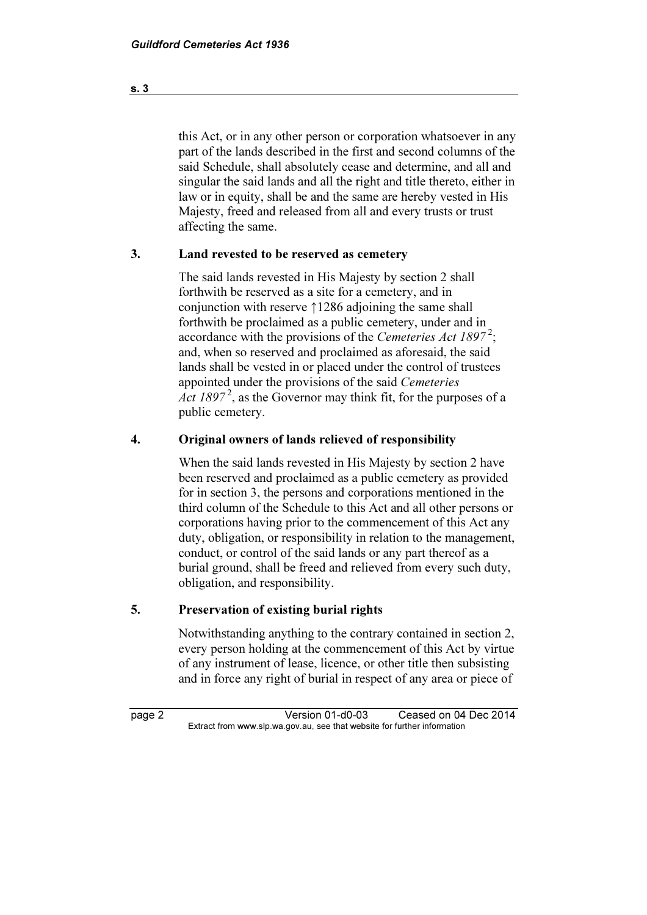this Act, or in any other person or corporation whatsoever in any part of the lands described in the first and second columns of the said Schedule, shall absolutely cease and determine, and all and singular the said lands and all the right and title thereto, either in law or in equity, shall be and the same are hereby vested in His Majesty, freed and released from all and every trusts or trust affecting the same.

**3. Land revested to be reserved as cemetery**

The said lands revested in His Majesty by section 2 shall forthwith be reserved as a site for a cemetery, and in conjunction with reserve ↑1286 adjoining the same shall forthwith be proclaimed as a public cemetery, under and in accordance with the provisions of the *Cemeteries Act 1897* [2]; and, when so reserved and proclaimed as aforesaid, the said lands shall be vested in or placed under the control of trustees appointed under the provisions of the said *Cemeteries Act 1897* [2], as the Governor may think fit, for the purposes of a public cemetery.

**4. Original owners of lands relieved of responsibility**

When the said lands revested in His Majesty by section 2 have been reserved and proclaimed as a public cemetery as provided for in section 3, the persons and corporations mentioned in the third column of the Schedule to this Act and all other persons or corporations having prior to the commencement of this Act any duty, obligation, or responsibility in relation to the management, conduct, or control of the said lands or any part thereof as a burial ground, shall be freed and relieved from every such duty, obligation, and responsibility.

**5. Preservation of existing burial rights**

Notwithstanding anything to the contrary contained in section 2, every person holding at the commencement of this Act by virtue of any instrument of lease, licence, or other title then subsisting and in force any right of burial in respect of any area or piece of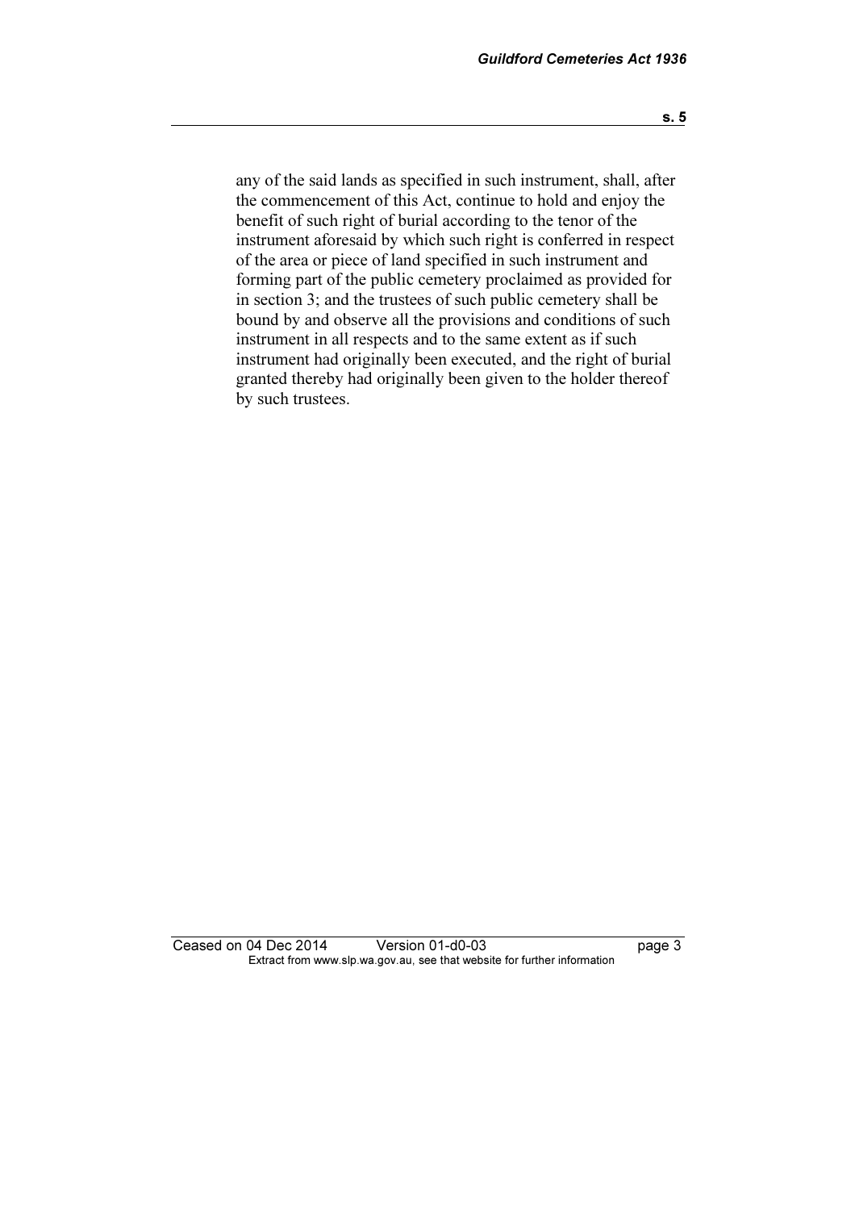any of the said lands as specified in such instrument, shall, after the commencement of this Act, continue to hold and enjoy the benefit of such right of burial according to the tenor of the instrument aforesaid by which such right is conferred in respect of the area or piece of land specified in such instrument and forming part of the public cemetery proclaimed as provided for in section 3; and the trustees of such public cemetery shall be bound by and observe all the provisions and conditions of such instrument in all respects and to the same extent as if such instrument had originally been executed, and the right of burial granted thereby had originally been given to the holder thereof by such trustees.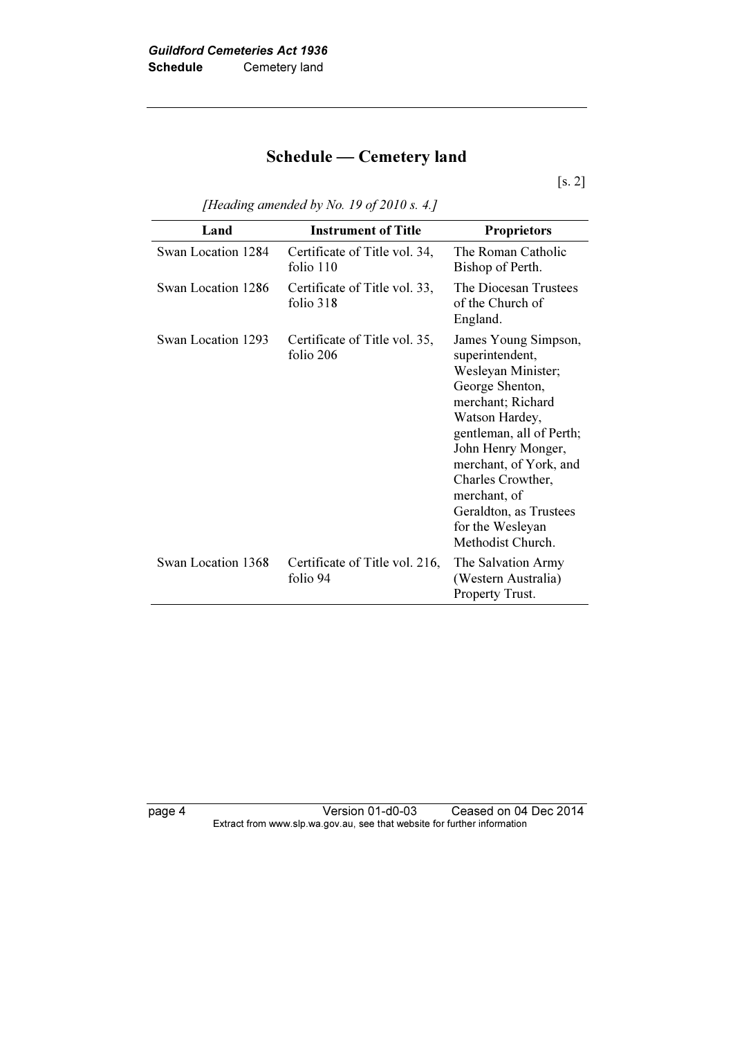# Schedule — Cemetery land

[s. 2]

*[Heading amended by No. 19 of 2010 s. 4.]*

| Land | Instrument of Title | Proprietors |
|---|---|---|
| Swan Location 1284 | Certificate of Title vol. 34, folio 110 | The Roman Catholic Bishop of Perth. |
| Swan Location 1286 | Certificate of Title vol. 33, folio 318 | The Diocesan Trustees of the Church of England. |
| Swan Location 1293 | Certificate of Title vol. 35, folio 206 | James Young Simpson, superintendent, Wesleyan Minister; George Shenton, merchant; Richard Watson Hardey, gentleman, all of Perth; John Henry Monger, merchant, of York, and Charles Crowther, merchant, of Geraldton, as Trustees for the Wesleyan Methodist Church. |
| Swan Location 1368 | Certificate of Title vol. 216, folio 94 | The Salvation Army (Western Australia) Property Trust. |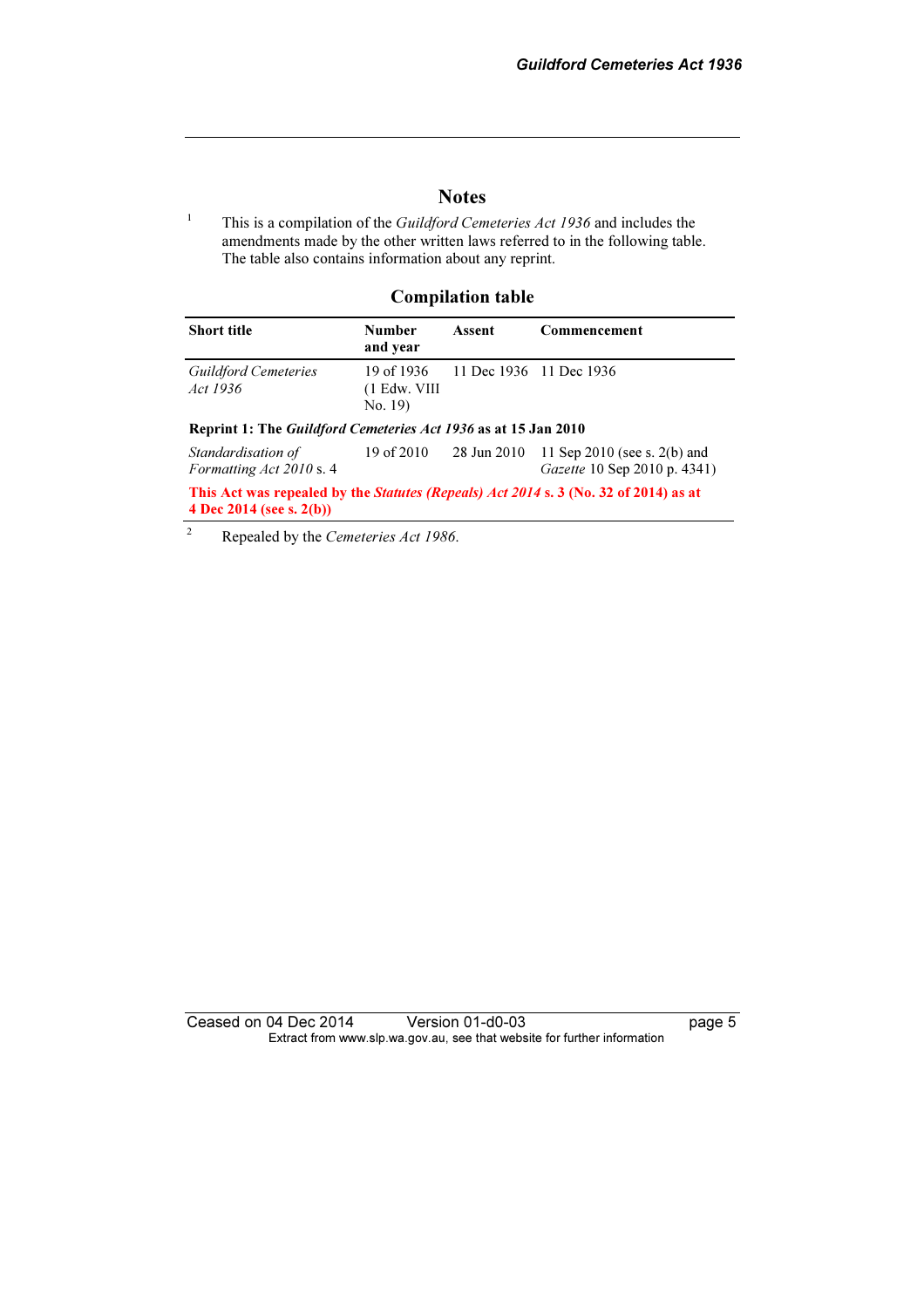## Notes

[1] This is a compilation of the *Guildford Cemeteries Act 1936* and includes the amendments made by the other written laws referred to in the following table. The table also contains information about any reprint.

### Compilation table

| Short title | Number and year | Assent | Commencement |
|---|---|---|---|
| *Guildford Cemeteries Act 1936* | 19 of 1936 (1 Edw. VIII No. 19) | 11 Dec 1936 | 11 Dec 1936 |
| **Reprint 1: The *Guildford Cemeteries Act 1936* as at 15 Jan 2010** | | | |
| *Standardisation of Formatting Act 2010* s. 4 | 19 of 2010 | 28 Jun 2010 | 11 Sep 2010 (see s. 2(b) and *Gazette* 10 Sep 2010 p. 4341) |
| **This Act was repealed by the *Statutes (Repeals) Act 2014* s. 3 (No. 32 of 2014) as at 4 Dec 2014 (see s. 2(b))** | | | |

[2] Repealed by the *Cemeteries Act 1986*.